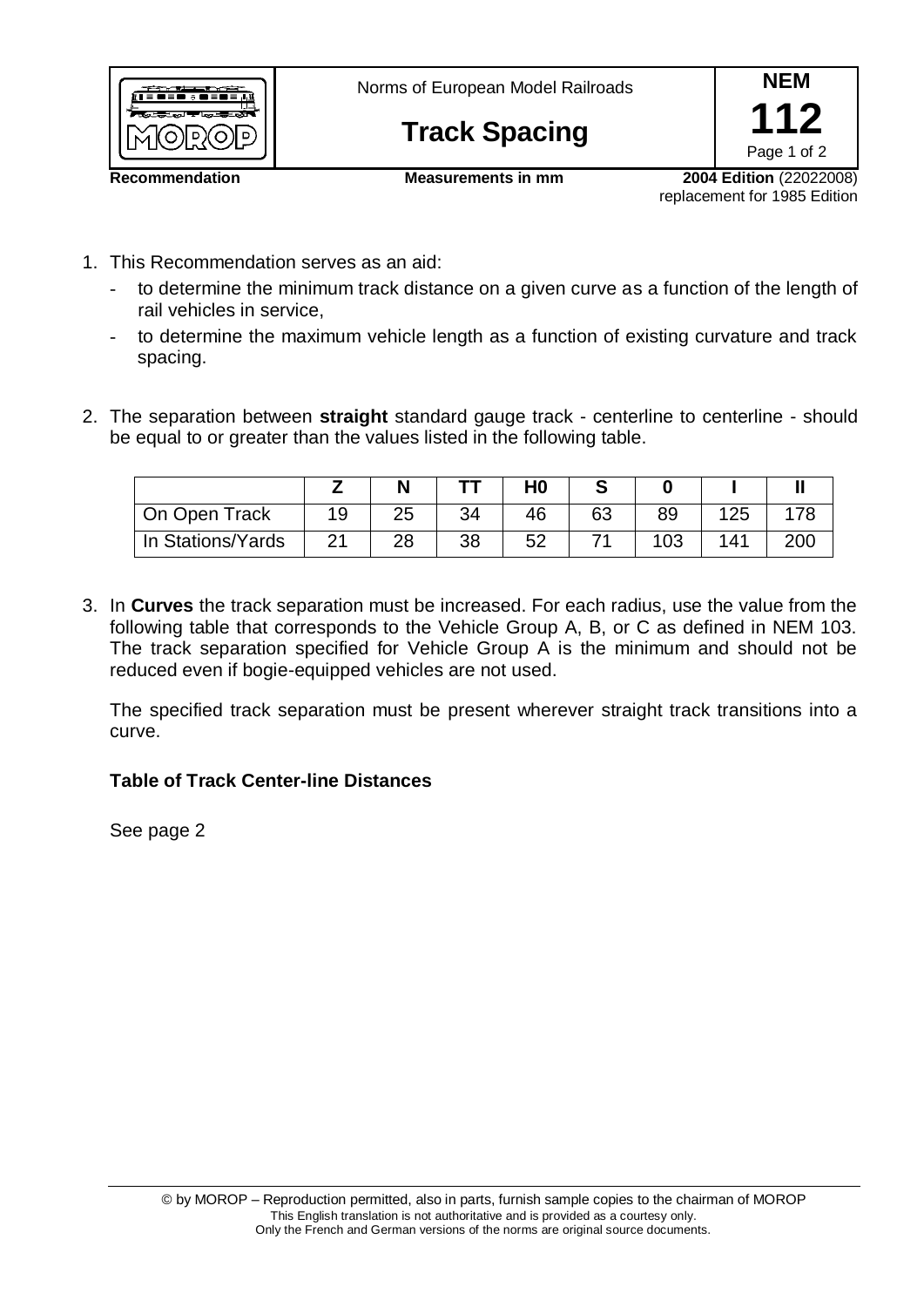Norms of European Model Railroads

# Track Spacing

**NEM 112**

**Recommendation** **Measurements in mm** **2004 Edition** (22022008) replacement for 1985 Edition

1. This Recommendation serves as an aid:
   - to determine the minimum track distance on a given curve as a function of the length of rail vehicles in service,
   - to determine the maximum vehicle length as a function of existing curvature and track spacing.

2. The separation between **straight** standard gauge track - centerline to centerline - should be equal to or greater than the values listed in the following table.

| | Z | N | TT | H0 | S | 0 | I | II |
|---|---|---|---|---|---|---|---|---|
| On Open Track | 19 | 25 | 34 | 46 | 63 | 89 | 125 | 178 |
| In Stations/Yards | 21 | 28 | 38 | 52 | 71 | 103 | 141 | 200 |

3. In **Curves** the track separation must be increased. For each radius, use the value from the following table that corresponds to the Vehicle Group A, B, or C as defined in NEM 103. The track separation specified for Vehicle Group A is the minimum and should not be reduced even if bogie-equipped vehicles are not used.

   The specified track separation must be present wherever straight track transitions into a curve.

   **Table of Track Center-line Distances**

   See page 2

© by MOROP – Reproduction permitted, also in parts, furnish sample copies to the chairman of MOROP
This English translation is not authoritative and is provided as a courtesy only.
Only the French and German versions of the norms are original source documents.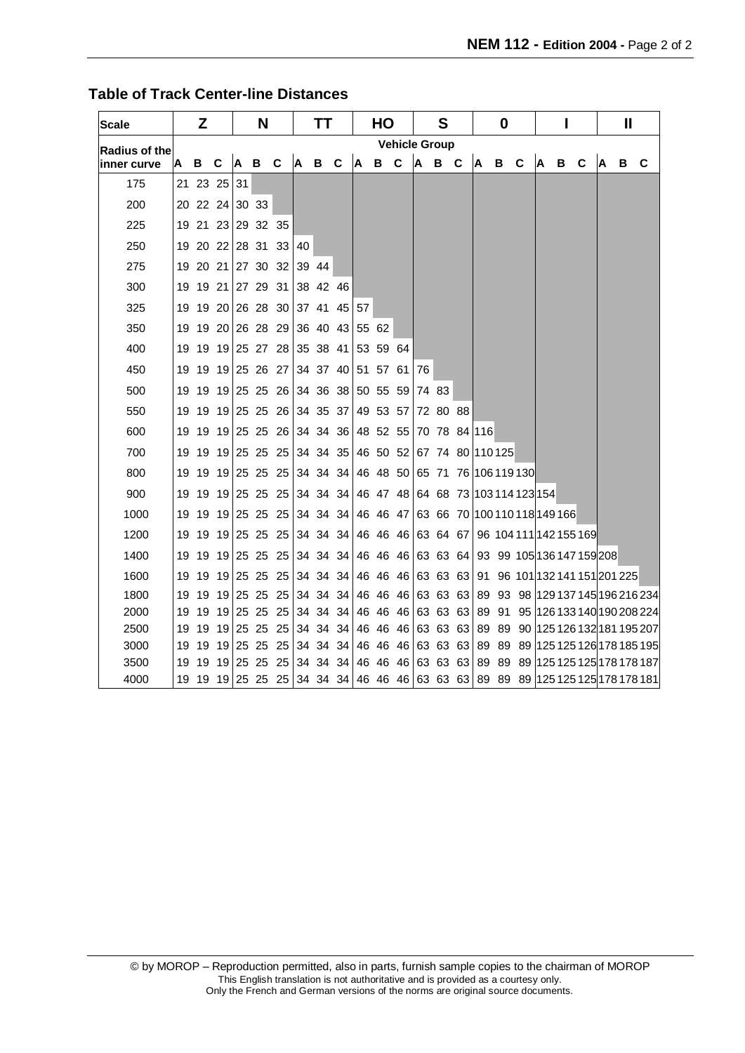## Table of Track Center-line Distances

| Scale | Z | | | N | | | TT | | | HO | | | S | | | 0 | | | I | | | II | | |
|---|---|---|---|---|---|---|---|---|---|---|---|---|---|---|---|---|---|---|---|---|---|---|---|---|
| Radius of the inner curve | Vehicle Group | | | | | | | | | | | | | | | | | | | | | | | |
| | A | B | C | A | B | C | A | B | C | A | B | C | A | B | C | A | B | C | A | B | C | A | B | C |
| 175 | 21 | 23 | 25 | 31 | | | | | | | | | | | | | | | | | | | | |
| 200 | 20 | 22 | 24 | 30 | 33 | | | | | | | | | | | | | | | | | | | |
| 225 | 19 | 21 | 23 | 29 | 32 | 35 | | | | | | | | | | | | | | | | | | |
| 250 | 19 | 20 | 22 | 28 | 31 | 33 | 40 | | | | | | | | | | | | | | | | | |
| 275 | 19 | 20 | 21 | 27 | 30 | 32 | 39 | 44 | | | | | | | | | | | | | | | | |
| 300 | 19 | 19 | 21 | 27 | 29 | 31 | 38 | 42 | 46 | | | | | | | | | | | | | | | |
| 325 | 19 | 19 | 20 | 26 | 28 | 30 | 37 | 41 | 45 | 57 | | | | | | | | | | | | | | |
| 350 | 19 | 19 | 20 | 26 | 28 | 29 | 36 | 40 | 43 | 55 | 62 | | | | | | | | | | | | | |
| 400 | 19 | 19 | 19 | 25 | 27 | 28 | 35 | 38 | 41 | 53 | 59 | 64 | | | | | | | | | | | | |
| 450 | 19 | 19 | 19 | 25 | 26 | 27 | 34 | 37 | 40 | 51 | 57 | 61 | 76 | | | | | | | | | | | |
| 500 | 19 | 19 | 19 | 25 | 25 | 26 | 34 | 36 | 38 | 50 | 55 | 59 | 74 | 83 | | | | | | | | | | |
| 550 | 19 | 19 | 19 | 25 | 25 | 26 | 34 | 35 | 37 | 49 | 53 | 57 | 72 | 80 | 88 | | | | | | | | | |
| 600 | 19 | 19 | 19 | 25 | 25 | 26 | 34 | 34 | 36 | 48 | 52 | 55 | 70 | 78 | 84 | 116 | | | | | | | | |
| 700 | 19 | 19 | 19 | 25 | 25 | 25 | 34 | 34 | 35 | 46 | 50 | 52 | 67 | 74 | 80 | 110 | 125 | | | | | | | |
| 800 | 19 | 19 | 19 | 25 | 25 | 25 | 34 | 34 | 34 | 46 | 48 | 50 | 65 | 71 | 76 | 106 | 119 | 130 | | | | | | |
| 900 | 19 | 19 | 19 | 25 | 25 | 25 | 34 | 34 | 34 | 46 | 47 | 48 | 64 | 68 | 73 | 103 | 114 | 123 | 154 | | | | | |
| 1000 | 19 | 19 | 19 | 25 | 25 | 25 | 34 | 34 | 34 | 46 | 46 | 47 | 63 | 66 | 70 | 100 | 110 | 118 | 149 | 166 | | | | |
| 1200 | 19 | 19 | 19 | 25 | 25 | 25 | 34 | 34 | 34 | 46 | 46 | 46 | 63 | 64 | 67 | 96 | 104 | 111 | 142 | 155 | 169 | | | |
| 1400 | 19 | 19 | 19 | 25 | 25 | 25 | 34 | 34 | 34 | 46 | 46 | 46 | 63 | 63 | 64 | 93 | 99 | 105 | 136 | 147 | 159 | 208 | | |
| 1600 | 19 | 19 | 19 | 25 | 25 | 25 | 34 | 34 | 34 | 46 | 46 | 46 | 63 | 63 | 63 | 91 | 96 | 101 | 132 | 141 | 151 | 201 | 225 | |
| 1800 | 19 | 19 | 19 | 25 | 25 | 25 | 34 | 34 | 34 | 46 | 46 | 46 | 63 | 63 | 63 | 89 | 93 | 98 | 129 | 137 | 145 | 196 | 216 | 234 |
| 2000 | 19 | 19 | 19 | 25 | 25 | 25 | 34 | 34 | 34 | 46 | 46 | 46 | 63 | 63 | 63 | 89 | 91 | 95 | 126 | 133 | 140 | 190 | 208 | 224 |
| 2500 | 19 | 19 | 19 | 25 | 25 | 25 | 34 | 34 | 34 | 46 | 46 | 46 | 63 | 63 | 63 | 89 | 89 | 90 | 125 | 126 | 132 | 181 | 195 | 207 |
| 3000 | 19 | 19 | 19 | 25 | 25 | 25 | 34 | 34 | 34 | 46 | 46 | 46 | 63 | 63 | 63 | 89 | 89 | 89 | 125 | 125 | 126 | 178 | 185 | 195 |
| 3500 | 19 | 19 | 19 | 25 | 25 | 25 | 34 | 34 | 34 | 46 | 46 | 46 | 63 | 63 | 63 | 89 | 89 | 89 | 125 | 125 | 125 | 178 | 178 | 187 |
| 4000 | 19 | 19 | 19 | 25 | 25 | 25 | 34 | 34 | 34 | 46 | 46 | 46 | 63 | 63 | 63 | 89 | 89 | 89 | 125 | 125 | 125 | 178 | 178 | 181 |

© by MOROP – Reproduction permitted, also in parts, furnish sample copies to the chairman of MOROP
This English translation is not authoritative and is provided as a courtesy only.
Only the French and German versions of the norms are original source documents.